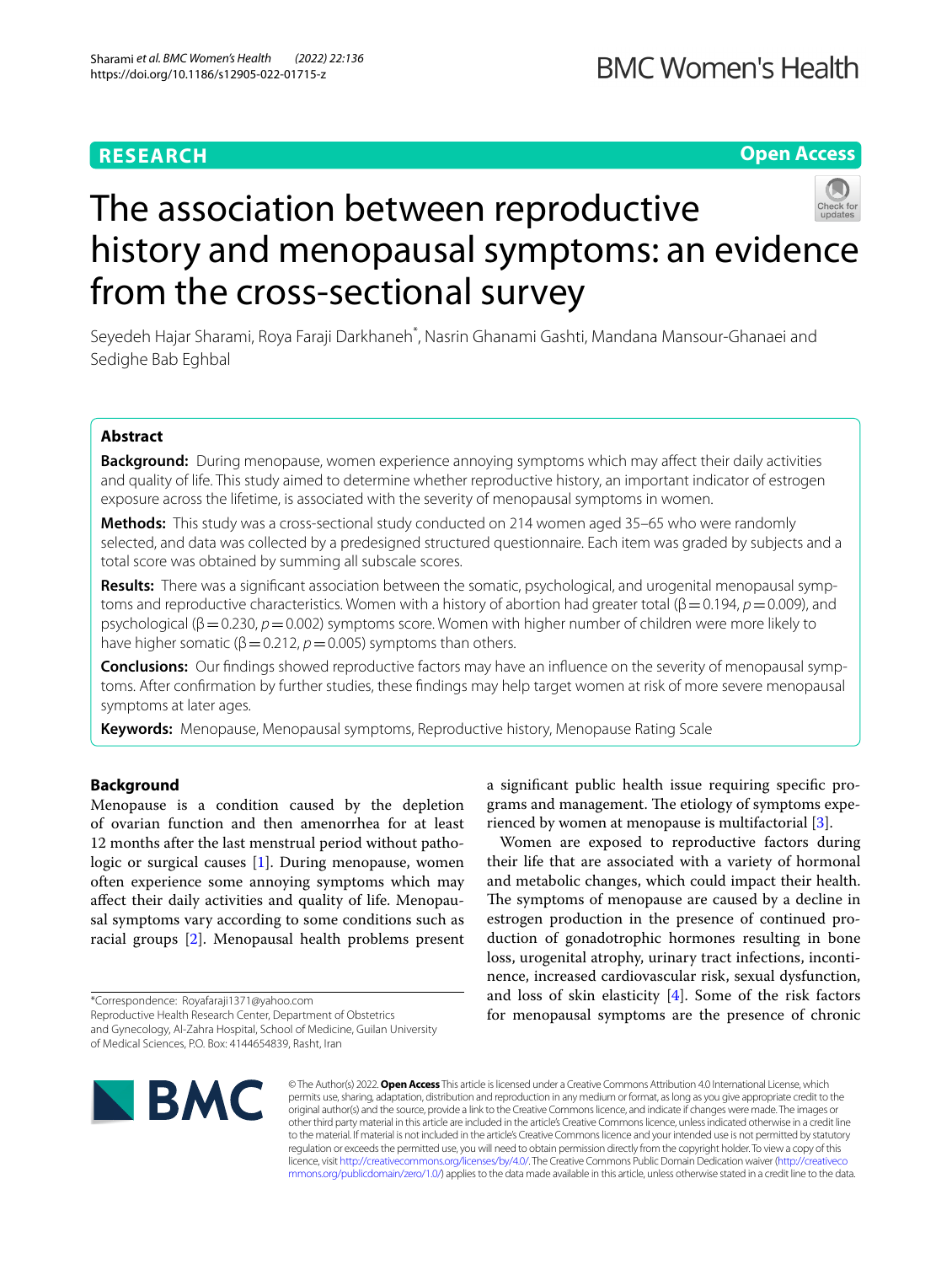RESEARCH

Open Access

# The association between reproductive history and menopausal symptoms: an evidence from the cross-sectional survey

Seyedeh Hajar Sharami, Roya Faraji Darkhaneh*, Nasrin Ghanami Gashti, Mandana Mansour-Ghanaei and Sedighe Bab Eghbal

## Abstract

**Background:** During menopause, women experience annoying symptoms which may affect their daily activities and quality of life. This study aimed to determine whether reproductive history, an important indicator of estrogen exposure across the lifetime, is associated with the severity of menopausal symptoms in women.

**Methods:** This study was a cross-sectional study conducted on 214 women aged 35–65 who were randomly selected, and data was collected by a predesigned structured questionnaire. Each item was graded by subjects and a total score was obtained by summing all subscale scores.

**Results:** There was a significant association between the somatic, psychological, and urogenital menopausal symptoms and reproductive characteristics. Women with a history of abortion had greater total ($\beta = 0.194$, $p = 0.009$), and psychological ($\beta = 0.230$, $p = 0.002$) symptoms score. Women with higher number of children were more likely to have higher somatic ($\beta = 0.212$, $p = 0.005$) symptoms than others.

**Conclusions:** Our findings showed reproductive factors may have an influence on the severity of menopausal symptoms. After confirmation by further studies, these findings may help target women at risk of more severe menopausal symptoms at later ages.

**Keywords:** Menopause, Menopausal symptoms, Reproductive history, Menopause Rating Scale

## Background

Menopause is a condition caused by the depletion of ovarian function and then amenorrhea for at least 12 months after the last menstrual period without pathologic or surgical causes [1]. During menopause, women often experience some annoying symptoms which may affect their daily activities and quality of life. Menopausal symptoms vary according to some conditions such as racial groups [2]. Menopausal health problems present a significant public health issue requiring specific programs and management. The etiology of symptoms experienced by women at menopause is multifactorial [3].

Women are exposed to reproductive factors during their life that are associated with a variety of hormonal and metabolic changes, which could impact their health. The symptoms of menopause are caused by a decline in estrogen production in the presence of continued production of gonadotrophic hormones resulting in bone loss, urogenital atrophy, urinary tract infections, incontinence, increased cardiovascular risk, sexual dysfunction, and loss of skin elasticity [4]. Some of the risk factors for menopausal symptoms are the presence of chronic

*Correspondence: Royafaraji1371@yahoo.com
Reproductive Health Research Center, Department of Obstetrics and Gynecology, Al-Zahra Hospital, School of Medicine, Guilan University of Medical Sciences, P.O. Box: 4144654839, Rasht, Iran

© The Author(s) 2022. **Open Access** This article is licensed under a Creative Commons Attribution 4.0 International License, which permits use, sharing, adaptation, distribution and reproduction in any medium or format, as long as you give appropriate credit to the original author(s) and the source, provide a link to the Creative Commons licence, and indicate if changes were made. The images or other third party material in this article are included in the article's Creative Commons licence, unless indicated otherwise in a credit line to the material. If material is not included in the article's Creative Commons licence and your intended use is not permitted by statutory regulation or exceeds the permitted use, you will need to obtain permission directly from the copyright holder. To view a copy of this licence, visit http://creativecommons.org/licenses/by/4.0/. The Creative Commons Public Domain Dedication waiver (http://creativecommons.org/publicdomain/zero/1.0/) applies to the data made available in this article, unless otherwise stated in a credit line to the data.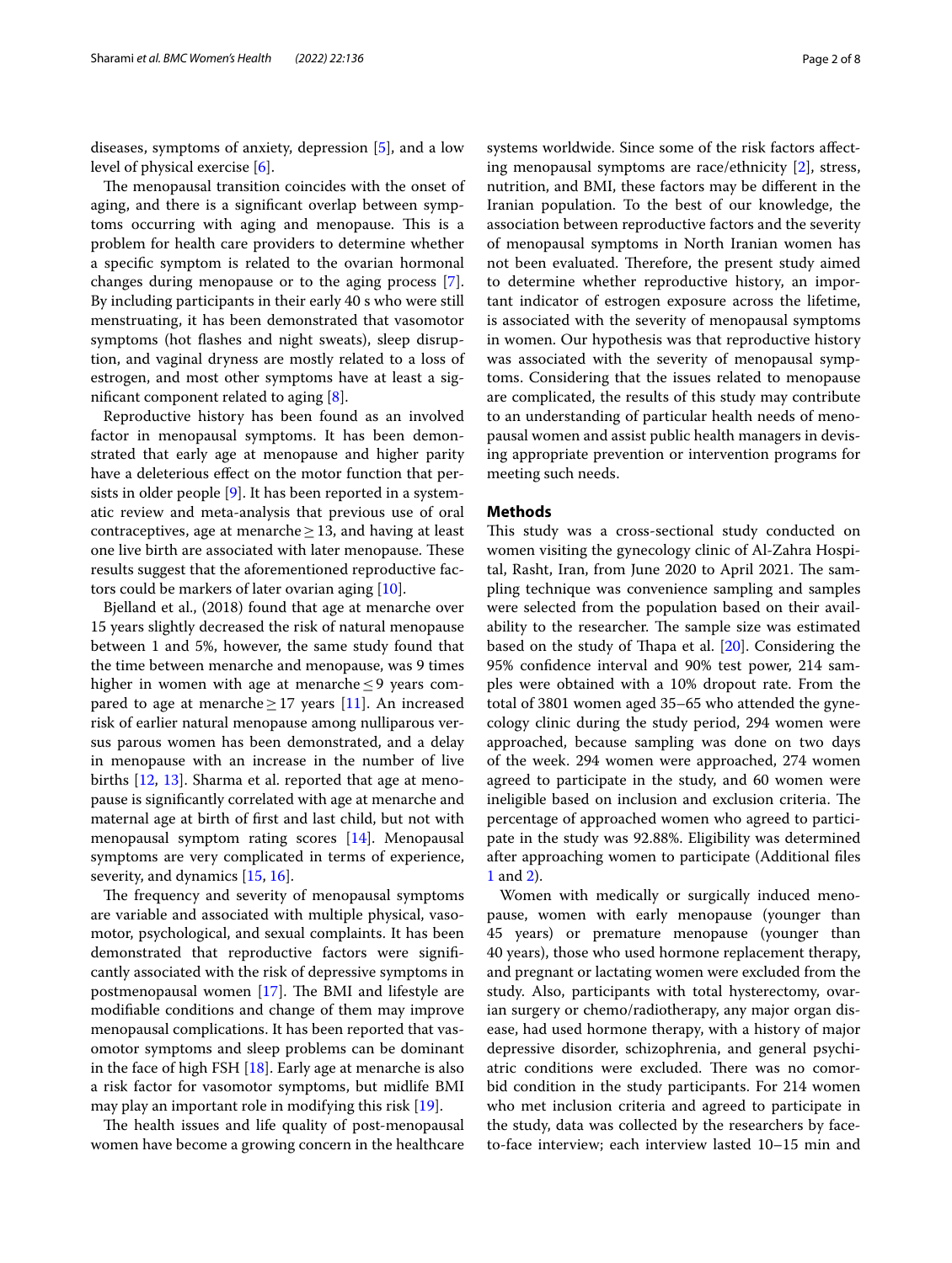diseases, symptoms of anxiety, depression [5], and a low level of physical exercise [6].

The menopausal transition coincides with the onset of aging, and there is a significant overlap between symptoms occurring with aging and menopause. This is a problem for health care providers to determine whether a specific symptom is related to the ovarian hormonal changes during menopause or to the aging process [7]. By including participants in their early 40 s who were still menstruating, it has been demonstrated that vasomotor symptoms (hot flashes and night sweats), sleep disruption, and vaginal dryness are mostly related to a loss of estrogen, and most other symptoms have at least a significant component related to aging [8].

Reproductive history has been found as an involved factor in menopausal symptoms. It has been demonstrated that early age at menopause and higher parity have a deleterious effect on the motor function that persists in older people [9]. It has been reported in a systematic review and meta-analysis that previous use of oral contraceptives, age at menarche ≥ 13, and having at least one live birth are associated with later menopause. These results suggest that the aforementioned reproductive factors could be markers of later ovarian aging [10].

Bjelland et al., (2018) found that age at menarche over 15 years slightly decreased the risk of natural menopause between 1 and 5%, however, the same study found that the time between menarche and menopause, was 9 times higher in women with age at menarche ≤ 9 years compared to age at menarche ≥ 17 years [11]. An increased risk of earlier natural menopause among nulliparous versus parous women has been demonstrated, and a delay in menopause with an increase in the number of live births [12, 13]. Sharma et al. reported that age at menopause is significantly correlated with age at menarche and maternal age at birth of first and last child, but not with menopausal symptom rating scores [14]. Menopausal symptoms are very complicated in terms of experience, severity, and dynamics [15, 16].

The frequency and severity of menopausal symptoms are variable and associated with multiple physical, vasomotor, psychological, and sexual complaints. It has been demonstrated that reproductive factors were significantly associated with the risk of depressive symptoms in postmenopausal women [17]. The BMI and lifestyle are modifiable conditions and change of them may improve menopausal complications. It has been reported that vasomotor symptoms and sleep problems can be dominant in the face of high FSH [18]. Early age at menarche is also a risk factor for vasomotor symptoms, but midlife BMI may play an important role in modifying this risk [19].

The health issues and life quality of post-menopausal women have become a growing concern in the healthcare systems worldwide. Since some of the risk factors affecting menopausal symptoms are race/ethnicity [2], stress, nutrition, and BMI, these factors may be different in the Iranian population. To the best of our knowledge, the association between reproductive factors and the severity of menopausal symptoms in North Iranian women has not been evaluated. Therefore, the present study aimed to determine whether reproductive history, an important indicator of estrogen exposure across the lifetime, is associated with the severity of menopausal symptoms in women. Our hypothesis was that reproductive history was associated with the severity of menopausal symptoms. Considering that the issues related to menopause are complicated, the results of this study may contribute to an understanding of particular health needs of menopausal women and assist public health managers in devising appropriate prevention or intervention programs for meeting such needs.

## Methods

This study was a cross-sectional study conducted on women visiting the gynecology clinic of Al-Zahra Hospital, Rasht, Iran, from June 2020 to April 2021. The sampling technique was convenience sampling and samples were selected from the population based on their availability to the researcher. The sample size was estimated based on the study of Thapa et al. [20]. Considering the 95% confidence interval and 90% test power, 214 samples were obtained with a 10% dropout rate. From the total of 3801 women aged 35–65 who attended the gynecology clinic during the study period, 294 women were approached, because sampling was done on two days of the week. 294 women were approached, 274 women agreed to participate in the study, and 60 women were ineligible based on inclusion and exclusion criteria. The percentage of approached women who agreed to participate in the study was 92.88%. Eligibility was determined after approaching women to participate (Additional files 1 and 2).

Women with medically or surgically induced menopause, women with early menopause (younger than 45 years) or premature menopause (younger than 40 years), those who used hormone replacement therapy, and pregnant or lactating women were excluded from the study. Also, participants with total hysterectomy, ovarian surgery or chemo/radiotherapy, any major organ disease, had used hormone therapy, with a history of major depressive disorder, schizophrenia, and general psychiatric conditions were excluded. There was no comorbid condition in the study participants. For 214 women who met inclusion criteria and agreed to participate in the study, data was collected by the researchers by face-to-face interview; each interview lasted 10–15 min and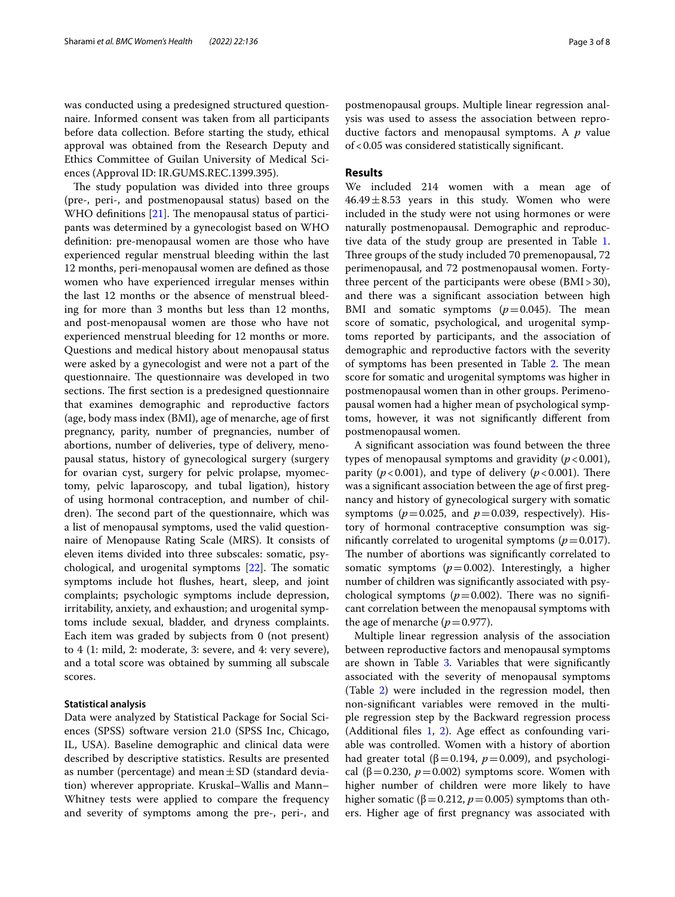was conducted using a predesigned structured questionnaire. Informed consent was taken from all participants before data collection. Before starting the study, ethical approval was obtained from the Research Deputy and Ethics Committee of Guilan University of Medical Sciences (Approval ID: IR.GUMS.REC.1399.395).

The study population was divided into three groups (pre-, peri-, and postmenopausal status) based on the WHO definitions [21]. The menopausal status of participants was determined by a gynecologist based on WHO definition: pre-menopausal women are those who have experienced regular menstrual bleeding within the last 12 months, peri-menopausal women are defined as those women who have experienced irregular menses within the last 12 months or the absence of menstrual bleeding for more than 3 months but less than 12 months, and post-menopausal women are those who have not experienced menstrual bleeding for 12 months or more. Questions and medical history about menopausal status were asked by a gynecologist and were not a part of the questionnaire. The questionnaire was developed in two sections. The first section is a predesigned questionnaire that examines demographic and reproductive factors (age, body mass index (BMI), age of menarche, age of first pregnancy, parity, number of pregnancies, number of abortions, number of deliveries, type of delivery, menopausal status, history of gynecological surgery (surgery for ovarian cyst, surgery for pelvic prolapse, myomectomy, pelvic laparoscopy, and tubal ligation), history of using hormonal contraception, and number of children). The second part of the questionnaire, which was a list of menopausal symptoms, used the valid questionnaire of Menopause Rating Scale (MRS). It consists of eleven items divided into three subscales: somatic, psychological, and urogenital symptoms [22]. The somatic symptoms include hot flushes, heart, sleep, and joint complaints; psychologic symptoms include depression, irritability, anxiety, and exhaustion; and urogenital symptoms include sexual, bladder, and dryness complaints. Each item was graded by subjects from 0 (not present) to 4 (1: mild, 2: moderate, 3: severe, and 4: very severe), and a total score was obtained by summing all subscale scores.

### Statistical analysis

Data were analyzed by Statistical Package for Social Sciences (SPSS) software version 21.0 (SPSS Inc, Chicago, IL, USA). Baseline demographic and clinical data were described by descriptive statistics. Results are presented as number (percentage) and mean ± SD (standard deviation) wherever appropriate. Kruskal–Wallis and Mann–Whitney tests were applied to compare the frequency and severity of symptoms among the pre-, peri-, and postmenopausal groups. Multiple linear regression analysis was used to assess the association between reproductive factors and menopausal symptoms. A *p* value of $< 0.05$ was considered statistically significant.

## Results

We included 214 women with a mean age of 46.49 ± 8.53 years in this study. Women who were included in the study were not using hormones or were naturally postmenopausal. Demographic and reproductive data of the study group are presented in Table 1. Three groups of the study included 70 premenopausal, 72 perimenopausal, and 72 postmenopausal women. Forty-three percent of the participants were obese (BMI > 30), and there was a significant association between high BMI and somatic symptoms ($p = 0.045$). The mean score of somatic, psychological, and urogenital symptoms reported by participants, and the association of demographic and reproductive factors with the severity of symptoms has been presented in Table 2. The mean score for somatic and urogenital symptoms was higher in postmenopausal women than in other groups. Perimenopausal women had a higher mean of psychological symptoms, however, it was not significantly different from postmenopausal women.

A significant association was found between the three types of menopausal symptoms and gravidity ($p < 0.001$), parity ($p < 0.001$), and type of delivery ($p < 0.001$). There was a significant association between the age of first pregnancy and history of gynecological surgery with somatic symptoms ($p = 0.025$, and $p = 0.039$, respectively). History of hormonal contraceptive consumption was significantly correlated to urogenital symptoms ($p = 0.017$). The number of abortions was significantly correlated to somatic symptoms ($p = 0.002$). Interestingly, a higher number of children was significantly associated with psychological symptoms ($p = 0.002$). There was no significant correlation between the menopausal symptoms with the age of menarche ($p = 0.977$).

Multiple linear regression analysis of the association between reproductive factors and menopausal symptoms are shown in Table 3. Variables that were significantly associated with the severity of menopausal symptoms (Table 2) were included in the regression model, then non-significant variables were removed in the multiple regression step by the Backward regression process (Additional files 1, 2). Age effect as confounding variable was controlled. Women with a history of abortion had greater total ($\beta = 0.194$, $p = 0.009$), and psychological ($\beta = 0.230$, $p = 0.002$) symptoms score. Women with higher number of children were more likely to have higher somatic ($\beta = 0.212$, $p = 0.005$) symptoms than others. Higher age of first pregnancy was associated with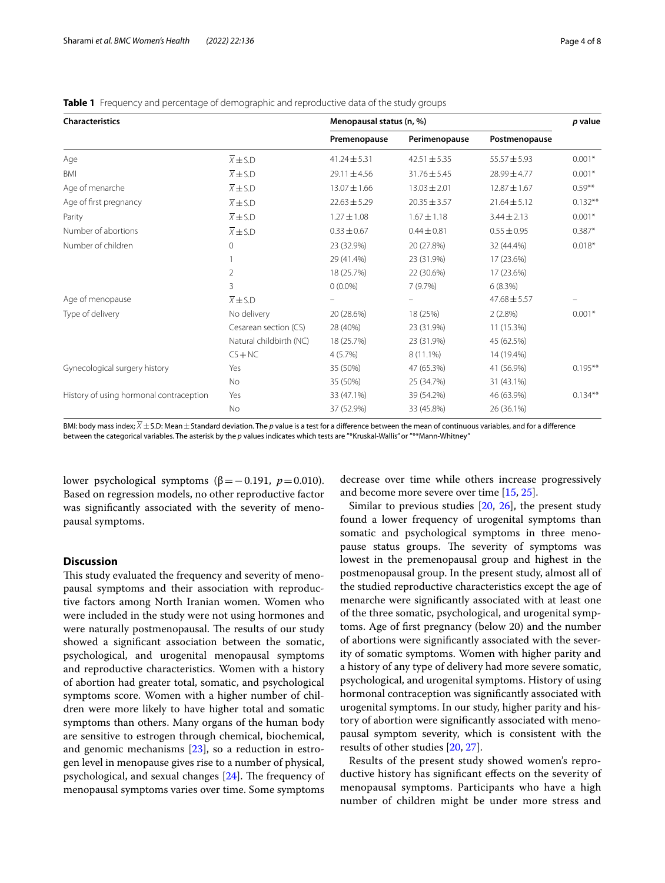**Table 1** Frequency and percentage of demographic and reproductive data of the study groups

| Characteristics | | Menopausal status (n, %) | | | p value |
|---|---|---|---|---|---|
| | | Premenopause | Perimenopause | Postmenopause | |
| Age | $\overline{X} \pm$ S.D | 41.24 ± 5.31 | 42.51 ± 5.35 | 55.57 ± 5.93 | 0.001* |
| BMI | $\overline{X} \pm$ S.D | 29.11 ± 4.56 | 31.76 ± 5.45 | 28.99 ± 4.77 | 0.001* |
| Age of menarche | $\overline{X} \pm$ S.D | 13.07 ± 1.66 | 13.03 ± 2.01 | 12.87 ± 1.67 | 0.59** |
| Age of first pregnancy | $\overline{X} \pm$ S.D | 22.63 ± 5.29 | 20.35 ± 3.57 | 21.64 ± 5.12 | 0.132** |
| Parity | $\overline{X} \pm$ S.D | 1.27 ± 1.08 | 1.67 ± 1.18 | 3.44 ± 2.13 | 0.001* |
| Number of abortions | $\overline{X} \pm$ S.D | 0.33 ± 0.67 | 0.44 ± 0.81 | 0.55 ± 0.95 | 0.387* |
| Number of children | 0 | 23 (32.9%) | 20 (27.8%) | 32 (44.4%) | 0.018* |
| | 1 | 29 (41.4%) | 23 (31.9%) | 17 (23.6%) | |
| | 2 | 18 (25.7%) | 22 (30.6%) | 17 (23.6%) | |
| | 3 | 0 (0.0%) | 7 (9.7%) | 6 (8.3%) | |
| Age of menopause | $\overline{X} \pm$ S.D | – | – | 47.68 ± 5.57 | – |
| Type of delivery | No delivery | 20 (28.6%) | 18 (25%) | 2 (2.8%) | 0.001* |
| | Cesarean section (CS) | 28 (40%) | 23 (31.9%) | 11 (15.3%) | |
| | Natural childbirth (NC) | 18 (25.7%) | 23 (31.9%) | 45 (62.5%) | |
| | CS + NC | 4 (5.7%) | 8 (11.1%) | 14 (19.4%) | |
| Gynecological surgery history | Yes | 35 (50%) | 47 (65.3%) | 41 (56.9%) | 0.195** |
| | No | 35 (50%) | 25 (34.7%) | 31 (43.1%) | |
| History of using hormonal contraception | Yes | 33 (47.1%) | 39 (54.2%) | 46 (63.9%) | 0.134** |
| | No | 37 (52.9%) | 33 (45.8%) | 26 (36.1%) | |

BMI: body mass index; $\overline{X} \pm$ S.D: Mean ± Standard deviation. The *p* value is a test for a difference between the mean of continuous variables, and for a difference between the categorical variables. The asterisk by the *p* values indicates which tests are "*Kruskal-Wallis" or "**Mann-Whitney"

lower psychological symptoms ($\beta = -0.191$, $p = 0.010$). Based on regression models, no other reproductive factor was significantly associated with the severity of menopausal symptoms.

## Discussion

This study evaluated the frequency and severity of menopausal symptoms and their association with reproductive factors among North Iranian women. Women who were included in the study were not using hormones and were naturally postmenopausal. The results of our study showed a significant association between the somatic, psychological, and urogenital menopausal symptoms and reproductive characteristics. Women with a history of abortion had greater total, somatic, and psychological symptoms score. Women with a higher number of children were more likely to have higher total and somatic symptoms than others. Many organs of the human body are sensitive to estrogen through chemical, biochemical, and genomic mechanisms [23], so a reduction in estrogen level in menopause gives rise to a number of physical, psychological, and sexual changes [24]. The frequency of menopausal symptoms varies over time. Some symptoms decrease over time while others increase progressively and become more severe over time [15, 25].

Similar to previous studies [20, 26], the present study found a lower frequency of urogenital symptoms than somatic and psychological symptoms in three menopause status groups. The severity of symptoms was lowest in the premenopausal group and highest in the postmenopausal group. In the present study, almost all of the studied reproductive characteristics except the age of menarche were significantly associated with at least one of the three somatic, psychological, and urogenital symptoms. Age of first pregnancy (below 20) and the number of abortions were significantly associated with the severity of somatic symptoms. Women with higher parity and a history of any type of delivery had more severe somatic, psychological, and urogenital symptoms. History of using hormonal contraception was significantly associated with urogenital symptoms. In our study, higher parity and history of abortion were significantly associated with menopausal symptom severity, which is consistent with the results of other studies [20, 27].

Results of the present study showed women's reproductive history has significant effects on the severity of menopausal symptoms. Participants who have a high number of children might be under more stress and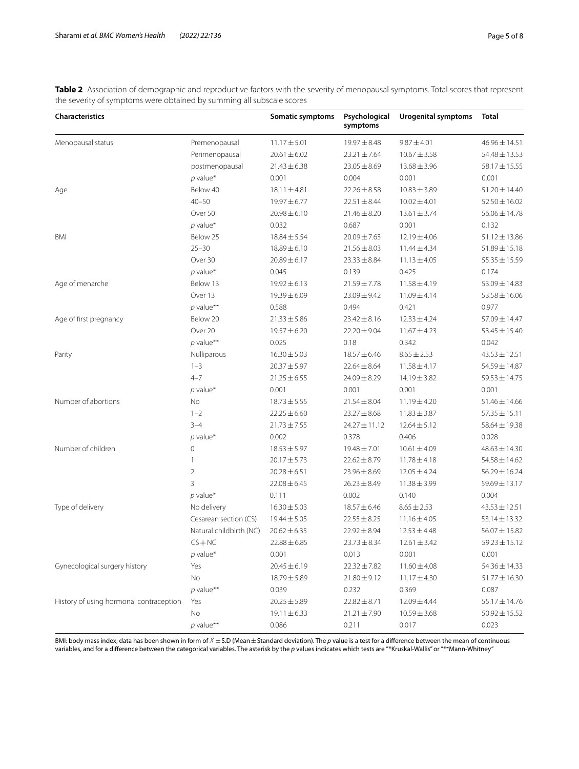**Table 2** Association of demographic and reproductive factors with the severity of menopausal symptoms. Total scores that represent the severity of symptoms were obtained by summing all subscale scores

| Characteristics | | Somatic symptoms | Psychological symptoms | Urogenital symptoms | Total |
|---|---|---|---|---|---|
| Menopausal status | Premenopausal | 11.17 ± 5.01 | 19.97 ± 8.48 | 9.87 ± 4.01 | 46.96 ± 14.51 |
| | Perimenopausal | 20.61 ± 6.02 | 23.21 ± 7.64 | 10.67 ± 3.58 | 54.48 ± 13.53 |
| | postmenopausal | 21.43 ± 6.38 | 23.05 ± 8.69 | 13.68 ± 3.96 | 58.17 ± 15.55 |
| | *p* value* | 0.001 | 0.004 | 0.001 | 0.001 |
| Age | Below 40 | 18.11 ± 4.81 | 22.26 ± 8.58 | 10.83 ± 3.89 | 51.20 ± 14.40 |
| | 40–50 | 19.97 ± 6.77 | 22.51 ± 8.44 | 10.02 ± 4.01 | 52.50 ± 16.02 |
| | Over 50 | 20.98 ± 6.10 | 21.46 ± 8.20 | 13.61 ± 3.74 | 56.06 ± 14.78 |
| | *p* value* | 0.032 | 0.687 | 0.001 | 0.132 |
| BMI | Below 25 | 18.84 ± 5.54 | 20.09 ± 7.63 | 12.19 ± 4.06 | 51.12 ± 13.86 |
| | 25–30 | 18.89 ± 6.10 | 21.56 ± 8.03 | 11.44 ± 4.34 | 51.89 ± 15.18 |
| | Over 30 | 20.89 ± 6.17 | 23.33 ± 8.84 | 11.13 ± 4.05 | 55.35 ± 15.59 |
| | *p* value* | 0.045 | 0.139 | 0.425 | 0.174 |
| Age of menarche | Below 13 | 19.92 ± 6.13 | 21.59 ± 7.78 | 11.58 ± 4.19 | 53.09 ± 14.83 |
| | Over 13 | 19.39 ± 6.09 | 23.09 ± 9.42 | 11.09 ± 4.14 | 53.58 ± 16.06 |
| | *p* value** | 0.588 | 0.494 | 0.421 | 0.977 |
| Age of first pregnancy | Below 20 | 21.33 ± 5.86 | 23.42 ± 8.16 | 12.33 ± 4.24 | 57.09 ± 14.47 |
| | Over 20 | 19.57 ± 6.20 | 22.20 ± 9.04 | 11.67 ± 4.23 | 53.45 ± 15.40 |
| | *p* value** | 0.025 | 0.18 | 0.342 | 0.042 |
| Parity | Nulliparous | 16.30 ± 5.03 | 18.57 ± 6.46 | 8.65 ± 2.53 | 43.53 ± 12.51 |
| | 1–3 | 20.37 ± 5.97 | 22.64 ± 8.64 | 11.58 ± 4.17 | 54.59 ± 14.87 |
| | 4–7 | 21.25 ± 6.55 | 24.09 ± 8.29 | 14.19 ± 3.82 | 59.53 ± 14.75 |
| | *p* value* | 0.001 | 0.001 | 0.001 | 0.001 |
| Number of abortions | No | 18.73 ± 5.55 | 21.54 ± 8.04 | 11.19 ± 4.20 | 51.46 ± 14.66 |
| | 1–2 | 22.25 ± 6.60 | 23.27 ± 8.68 | 11.83 ± 3.87 | 57.35 ± 15.11 |
| | 3–4 | 21.73 ± 7.55 | 24.27 ± 11.12 | 12.64 ± 5.12 | 58.64 ± 19.38 |
| | *p* value* | 0.002 | 0.378 | 0.406 | 0.028 |
| Number of children | 0 | 18.53 ± 5.97 | 19.48 ± 7.01 | 10.61 ± 4.09 | 48.63 ± 14.30 |
| | 1 | 20.17 ± 5.73 | 22.62 ± 8.79 | 11.78 ± 4.18 | 54.58 ± 14.62 |
| | 2 | 20.28 ± 6.51 | 23.96 ± 8.69 | 12.05 ± 4.24 | 56.29 ± 16.24 |
| | 3 | 22.08 ± 6.45 | 26.23 ± 8.49 | 11.38 ± 3.99 | 59.69 ± 13.17 |
| | *p* value* | 0.111 | 0.002 | 0.140 | 0.004 |
| Type of delivery | No delivery | 16.30 ± 5.03 | 18.57 ± 6.46 | 8.65 ± 2.53 | 43.53 ± 12.51 |
| | Cesarean section (CS) | 19.44 ± 5.05 | 22.55 ± 8.25 | 11.16 ± 4.05 | 53.14 ± 13.32 |
| | Natural childbirth (NC) | 20.62 ± 6.35 | 22.92 ± 8.94 | 12.53 ± 4.48 | 56.07 ± 15.82 |
| | CS + NC | 22.88 ± 6.85 | 23.73 ± 8.34 | 12.61 ± 3.42 | 59.23 ± 15.12 |
| | *p* value* | 0.001 | 0.013 | 0.001 | 0.001 |
| Gynecological surgery history | Yes | 20.45 ± 6.19 | 22.32 ± 7.82 | 11.60 ± 4.08 | 54.36 ± 14.33 |
| | No | 18.79 ± 5.89 | 21.80 ± 9.12 | 11.17 ± 4.30 | 51.77 ± 16.30 |
| | *p* value** | 0.039 | 0.232 | 0.369 | 0.087 |
| History of using hormonal contraception | Yes | 20.25 ± 5.89 | 22.82 ± 8.71 | 12.09 ± 4.44 | 55.17 ± 14.76 |
| | No | 19.11 ± 6.33 | 21.21 ± 7.90 | 10.59 ± 3.68 | 50.92 ± 15.52 |
| | *p* value** | 0.086 | 0.211 | 0.017 | 0.023 |

BMI: body mass index; data has been shown in form of $\overline{X} \pm$ S.D (Mean ± Standard deviation). The *p* value is a test for a difference between the mean of continuous variables, and for a difference between the categorical variables. The asterisk by the *p* values indicates which tests are "*Kruskal-Wallis" or "**Mann-Whitney"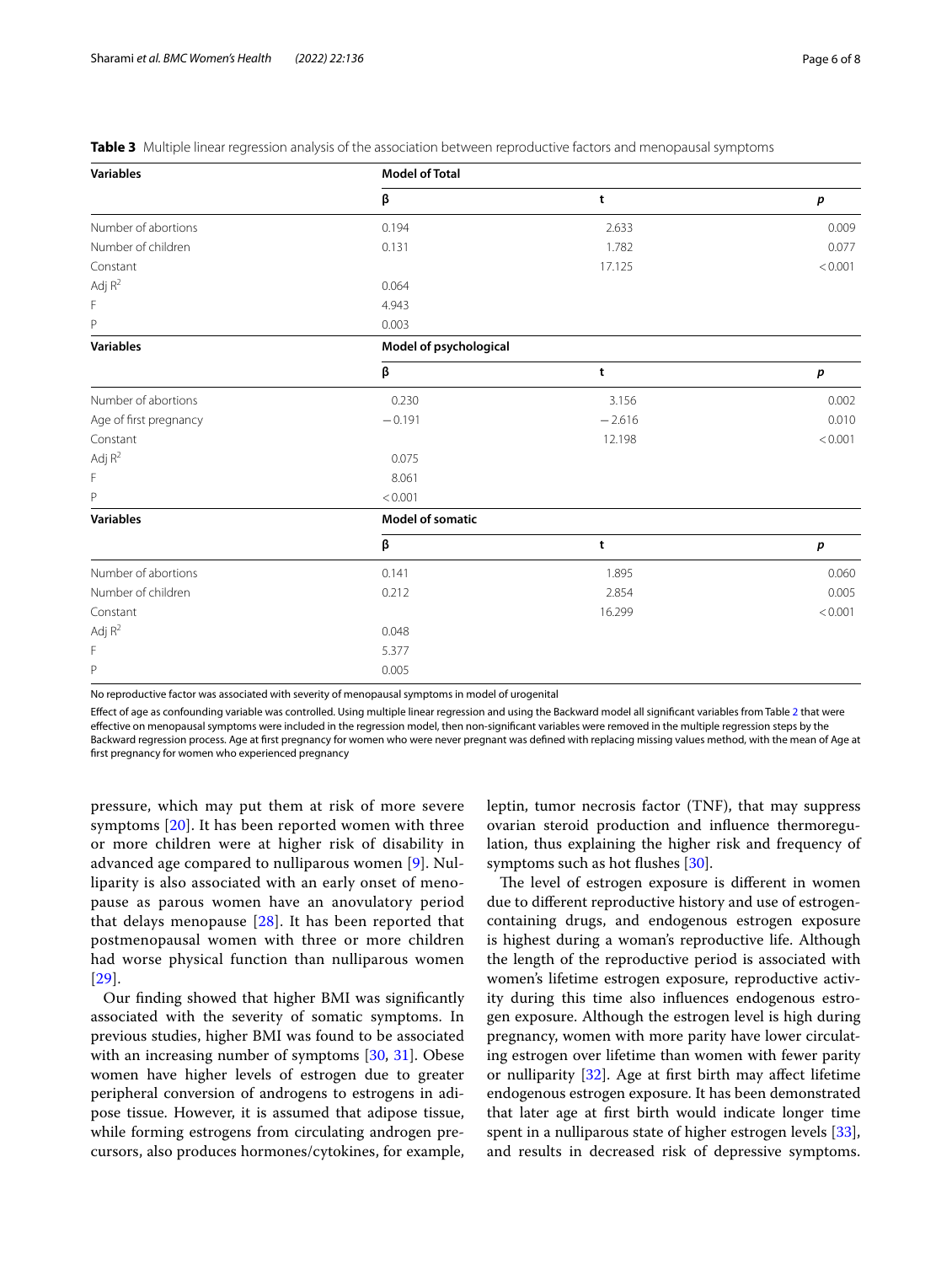**Table 3** Multiple linear regression analysis of the association between reproductive factors and menopausal symptoms

| Variables | Model of Total | | |
|---|---|---|---|
| | β | t | p |
| Number of abortions | 0.194 | 2.633 | 0.009 |
| Number of children | 0.131 | 1.782 | 0.077 |
| Constant | | 17.125 | < 0.001 |
| Adj $R^2$ | 0.064 | | |
| F | 4.943 | | |
| P | 0.003 | | |
| **Variables** | **Model of psychological** | | |
| | β | t | p |
| Number of abortions | 0.230 | 3.156 | 0.002 |
| Age of first pregnancy | −0.191 | −2.616 | 0.010 |
| Constant | | 12.198 | < 0.001 |
| Adj $R^2$ | 0.075 | | |
| F | 8.061 | | |
| P | < 0.001 | | |
| **Variables** | **Model of somatic** | | |
| | β | t | p |
| Number of abortions | 0.141 | 1.895 | 0.060 |
| Number of children | 0.212 | 2.854 | 0.005 |
| Constant | | 16.299 | < 0.001 |
| Adj $R^2$ | 0.048 | | |
| F | 5.377 | | |
| P | 0.005 | | |

No reproductive factor was associated with severity of menopausal symptoms in model of urogenital

Effect of age as confounding variable was controlled. Using multiple linear regression and using the Backward model all significant variables from Table 2 that were effective on menopausal symptoms were included in the regression model, then non-significant variables were removed in the multiple regression steps by the Backward regression process. Age at first pregnancy for women who were never pregnant was defined with replacing missing values method, with the mean of Age at first pregnancy for women who experienced pregnancy

pressure, which may put them at risk of more severe symptoms [20]. It has been reported women with three or more children were at higher risk of disability in advanced age compared to nulliparous women [9]. Nulliparity is also associated with an early onset of menopause as parous women have an anovulatory period that delays menopause [28]. It has been reported that postmenopausal women with three or more children had worse physical function than nulliparous women [29].

Our finding showed that higher BMI was significantly associated with the severity of somatic symptoms. In previous studies, higher BMI was found to be associated with an increasing number of symptoms [30, 31]. Obese women have higher levels of estrogen due to greater peripheral conversion of androgens to estrogens in adipose tissue. However, it is assumed that adipose tissue, while forming estrogens from circulating androgen precursors, also produces hormones/cytokines, for example, leptin, tumor necrosis factor (TNF), that may suppress ovarian steroid production and influence thermoregulation, thus explaining the higher risk and frequency of symptoms such as hot flushes [30].

The level of estrogen exposure is different in women due to different reproductive history and use of estrogen-containing drugs, and endogenous estrogen exposure is highest during a woman's reproductive life. Although the length of the reproductive period is associated with women's lifetime estrogen exposure, reproductive activity during this time also influences endogenous estrogen exposure. Although the estrogen level is high during pregnancy, women with more parity have lower circulating estrogen over lifetime than women with fewer parity or nulliparity [32]. Age at first birth may affect lifetime endogenous estrogen exposure. It has been demonstrated that later age at first birth would indicate longer time spent in a nulliparous state of higher estrogen levels [33], and results in decreased risk of depressive symptoms.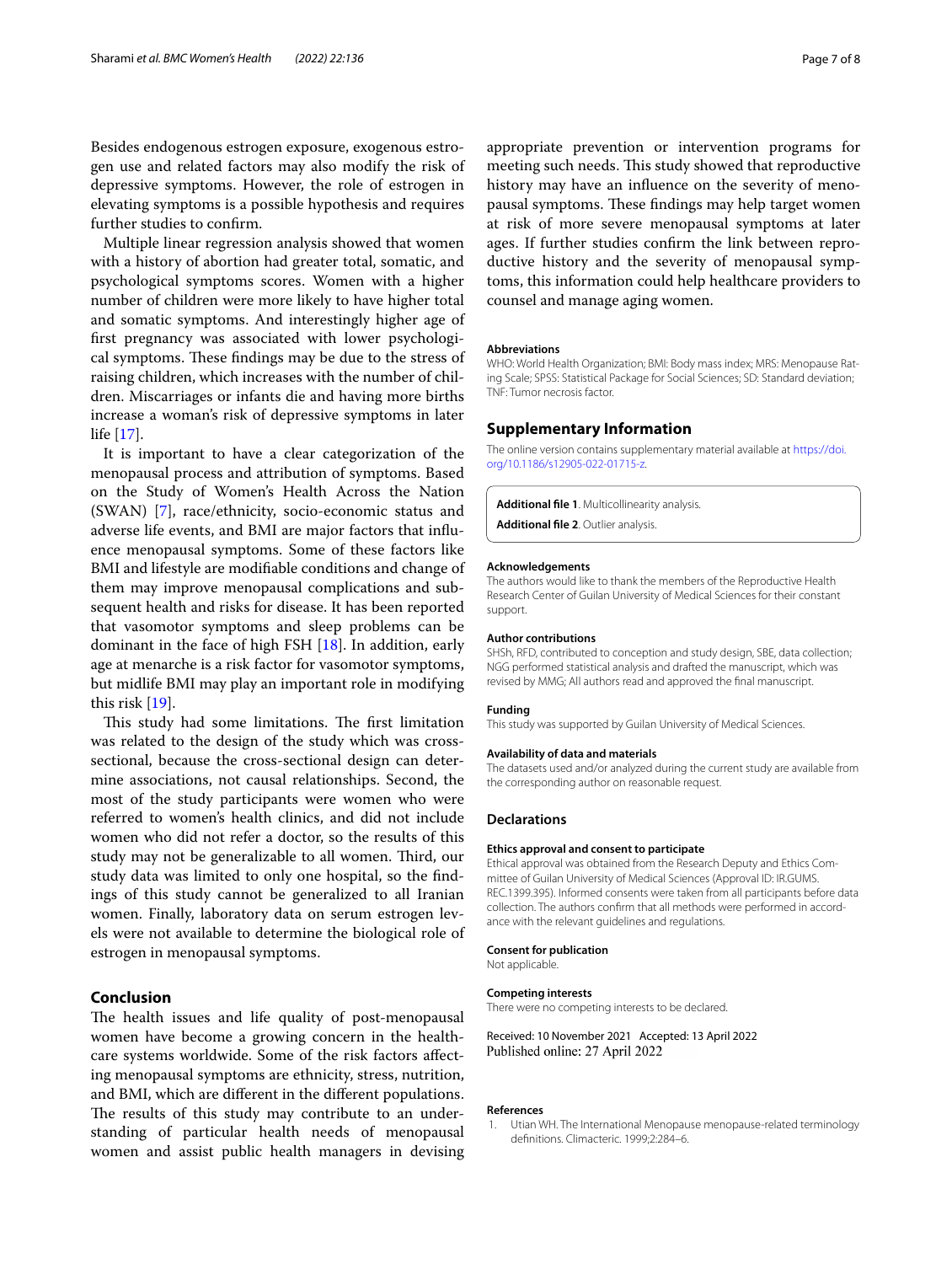Besides endogenous estrogen exposure, exogenous estrogen use and related factors may also modify the risk of depressive symptoms. However, the role of estrogen in elevating symptoms is a possible hypothesis and requires further studies to confirm.

Multiple linear regression analysis showed that women with a history of abortion had greater total, somatic, and psychological symptoms scores. Women with a higher number of children were more likely to have higher total and somatic symptoms. And interestingly higher age of first pregnancy was associated with lower psychological symptoms. These findings may be due to the stress of raising children, which increases with the number of children. Miscarriages or infants die and having more births increase a woman's risk of depressive symptoms in later life [17].

It is important to have a clear categorization of the menopausal process and attribution of symptoms. Based on the Study of Women's Health Across the Nation (SWAN) [7], race/ethnicity, socio-economic status and adverse life events, and BMI are major factors that influence menopausal symptoms. Some of these factors like BMI and lifestyle are modifiable conditions and change of them may improve menopausal complications and subsequent health and risks for disease. It has been reported that vasomotor symptoms and sleep problems can be dominant in the face of high FSH [18]. In addition, early age at menarche is a risk factor for vasomotor symptoms, but midlife BMI may play an important role in modifying this risk [19].

This study had some limitations. The first limitation was related to the design of the study which was cross-sectional, because the cross-sectional design can determine associations, not causal relationships. Second, the most of the study participants were women who were referred to women's health clinics, and did not include women who did not refer a doctor, so the results of this study may not be generalizable to all women. Third, our study data was limited to only one hospital, so the findings of this study cannot be generalized to all Iranian women. Finally, laboratory data on serum estrogen levels were not available to determine the biological role of estrogen in menopausal symptoms.

## Conclusion

The health issues and life quality of post-menopausal women have become a growing concern in the healthcare systems worldwide. Some of the risk factors affecting menopausal symptoms are ethnicity, stress, nutrition, and BMI, which are different in the different populations. The results of this study may contribute to an understanding of particular health needs of menopausal women and assist public health managers in devising appropriate prevention or intervention programs for meeting such needs. This study showed that reproductive history may have an influence on the severity of menopausal symptoms. These findings may help target women at risk of more severe menopausal symptoms at later ages. If further studies confirm the link between reproductive history and the severity of menopausal symptoms, this information could help healthcare providers to counsel and manage aging women.

#### Abbreviations

WHO: World Health Organization; BMI: Body mass index; MRS: Menopause Rating Scale; SPSS: Statistical Package for Social Sciences; SD: Standard deviation; TNF: Tumor necrosis factor.

## Supplementary Information

The online version contains supplementary material available at https://doi.org/10.1186/s12905-022-01715-z.

**Additional file 1**. Multicollinearity analysis.

**Additional file 2**. Outlier analysis.

#### Acknowledgements

The authors would like to thank the members of the Reproductive Health Research Center of Guilan University of Medical Sciences for their constant support.

#### Author contributions

SHSh, RFD, contributed to conception and study design, SBE, data collection; NGG performed statistical analysis and drafted the manuscript, which was revised by MMG; All authors read and approved the final manuscript.

#### Funding

This study was supported by Guilan University of Medical Sciences.

#### Availability of data and materials

The datasets used and/or analyzed during the current study are available from the corresponding author on reasonable request.

## Declarations

#### Ethics approval and consent to participate

Ethical approval was obtained from the Research Deputy and Ethics Committee of Guilan University of Medical Sciences (Approval ID: IR.GUMS.REC.1399.395). Informed consents were taken from all participants before data collection. The authors confirm that all methods were performed in accordance with the relevant guidelines and regulations.

#### Consent for publication

Not applicable.

#### Competing interests

There were no competing interests to be declared.

Received: 10 November 2021 Accepted: 13 April 2022
Published online: 27 April 2022

#### References

1. Utian WH. The International Menopause menopause-related terminology definitions. Climacteric. 1999;2:284–6.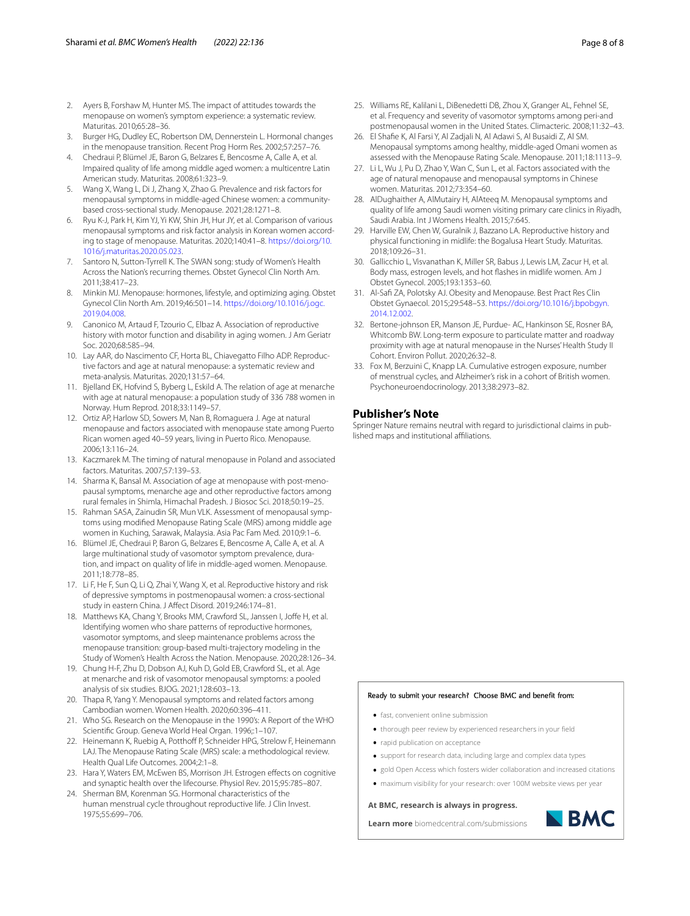2. Ayers B, Forshaw M, Hunter MS. The impact of attitudes towards the menopause on women's symptom experience: a systematic review. Maturitas. 2010;65:28–36.
3. Burger HG, Dudley EC, Robertson DM, Dennerstein L. Hormonal changes in the menopause transition. Recent Prog Horm Res. 2002;57:257–76.
4. Chedraui P, Blümel JE, Baron G, Belzares E, Bencosme A, Calle A, et al. Impaired quality of life among middle aged women: a multicentre Latin American study. Maturitas. 2008;61:323–9.
5. Wang X, Wang L, Di J, Zhang X, Zhao G. Prevalence and risk factors for menopausal symptoms in middle-aged Chinese women: a community-based cross-sectional study. Menopause. 2021;28:1271–8.
6. Ryu K-J, Park H, Kim YJ, Yi KW, Shin JH, Hur JY, et al. Comparison of various menopausal symptoms and risk factor analysis in Korean women according to stage of menopause. Maturitas. 2020;140:41–8. https://doi.org/10.1016/j.maturitas.2020.05.023.
7. Santoro N, Sutton-Tyrrell K. The SWAN song: study of Women's Health Across the Nation's recurring themes. Obstet Gynecol Clin North Am. 2011;38:417–23.
8. Minkin MJ. Menopause: hormones, lifestyle, and optimizing aging. Obstet Gynecol Clin North Am. 2019;46:501–14. https://doi.org/10.1016/j.ogc.2019.04.008.
9. Canonico M, Artaud F, Tzourio C, Elbaz A. Association of reproductive history with motor function and disability in aging women. J Am Geriatr Soc. 2020;68:585–94.
10. Lay AAR, do Nascimento CF, Horta BL, Chiavegatto Filho ADP. Reproductive factors and age at natural menopause: a systematic review and meta-analysis. Maturitas. 2020;131:57–64.
11. Bjelland EK, Hofvind S, Byberg L, Eskild A. The relation of age at menarche with age at natural menopause: a population study of 336 788 women in Norway. Hum Reprod. 2018;33:1149–57.
12. Ortiz AP, Harlow SD, Sowers M, Nan B, Romaguera J. Age at natural menopause and factors associated with menopause state among Puerto Rican women aged 40–59 years, living in Puerto Rico. Menopause. 2006;13:116–24.
13. Kaczmarek M. The timing of natural menopause in Poland and associated factors. Maturitas. 2007;57:139–53.
14. Sharma K, Bansal M. Association of age at menopause with post-menopausal symptoms, menarche age and other reproductive factors among rural females in Shimla, Himachal Pradesh. J Biosoc Sci. 2018;50:19–25.
15. Rahman SASA, Zainudin SR, Mun VLK. Assessment of menopausal symptoms using modified Menopause Rating Scale (MRS) among middle age women in Kuching, Sarawak, Malaysia. Asia Pac Fam Med. 2010;9:1–6.
16. Blümel JE, Chedraui P, Baron G, Belzares E, Bencosme A, Calle A, et al. A large multinational study of vasomotor symptom prevalence, duration, and impact on quality of life in middle-aged women. Menopause. 2011;18:778–85.
17. Li F, He F, Sun Q, Li Q, Zhai Y, Wang X, et al. Reproductive history and risk of depressive symptoms in postmenopausal women: a cross-sectional study in eastern China. J Affect Disord. 2019;246:174–81.
18. Matthews KA, Chang Y, Brooks MM, Crawford SL, Janssen I, Joffe H, et al. Identifying women who share patterns of reproductive hormones, vasomotor symptoms, and sleep maintenance problems across the menopause transition: group-based multi-trajectory modeling in the Study of Women's Health Across the Nation. Menopause. 2020;28:126–34.
19. Chung H-F, Zhu D, Dobson AJ, Kuh D, Gold EB, Crawford SL, et al. Age at menarche and risk of vasomotor menopausal symptoms: a pooled analysis of six studies. BJOG. 2021;128:603–13.
20. Thapa R, Yang Y. Menopausal symptoms and related factors among Cambodian women. Women Health. 2020;60:396–411.
21. Who SG. Research on the Menopause in the 1990's: A Report of the WHO Scientific Group. Geneva World Heal Organ. 1996;:1–107.
22. Heinemann K, Ruebig A, Potthoff P, Schneider HPG, Strelow F, Heinemann LAJ. The Menopause Rating Scale (MRS) scale: a methodological review. Health Qual Life Outcomes. 2004;2:1–8.
23. Hara Y, Waters EM, McEwen BS, Morrison JH. Estrogen effects on cognitive and synaptic health over the lifecourse. Physiol Rev. 2015;95:785–807.
24. Sherman BM, Korenman SG. Hormonal characteristics of the human menstrual cycle throughout reproductive life. J Clin Invest. 1975;55:699–706.
25. Williams RE, Kalilani L, DiBenedetti DB, Zhou X, Granger AL, Fehnel SE, et al. Frequency and severity of vasomotor symptoms among peri-and postmenopausal women in the United States. Climacteric. 2008;11:32–43.
26. El Shafie K, Al Farsi Y, Al Zadjali N, Al Adawi S, Al Busaidi Z, Al SM. Menopausal symptoms among healthy, middle-aged Omani women as assessed with the Menopause Rating Scale. Menopause. 2011;18:1113–9.
27. Li L, Wu J, Pu D, Zhao Y, Wan C, Sun L, et al. Factors associated with the age of natural menopause and menopausal symptoms in Chinese women. Maturitas. 2012;73:354–60.
28. AlDughaither A, AlMutairy H, AlAteeq M. Menopausal symptoms and quality of life among Saudi women visiting primary care clinics in Riyadh, Saudi Arabia. Int J Womens Health. 2015;7:645.
29. Harville EW, Chen W, Guralnik J, Bazzano LA. Reproductive history and physical functioning in midlife: the Bogalusa Heart Study. Maturitas. 2018;109:26–31.
30. Gallicchio L, Visvanathan K, Miller SR, Babus J, Lewis LM, Zacur H, et al. Body mass, estrogen levels, and hot flashes in midlife women. Am J Obstet Gynecol. 2005;193:1353–60.
31. Al-Safi ZA, Polotsky AJ. Obesity and Menopause. Best Pract Res Clin Obstet Gynaecol. 2015;29:548–53. https://doi.org/10.1016/j.bpobgyn.2014.12.002.
32. Bertone-johnson ER, Manson JE, Purdue- AC, Hankinson SE, Rosner BA, Whitcomb BW. Long-term exposure to particulate matter and roadway proximity with age at natural menopause in the Nurses' Health Study II Cohort. Environ Pollut. 2020;26:32–8.
33. Fox M, Berzuini C, Knapp LA. Cumulative estrogen exposure, number of menstrual cycles, and Alzheimer's risk in a cohort of British women. Psychoneuroendocrinology. 2013;38:2973–82.

## Publisher's Note

Springer Nature remains neutral with regard to jurisdictional claims in published maps and institutional affiliations.

Ready to submit your research? Choose BMC and benefit from:

- fast, convenient online submission
- thorough peer review by experienced researchers in your field
- rapid publication on acceptance
- support for research data, including large and complex data types
- gold Open Access which fosters wider collaboration and increased citations
- maximum visibility for your research: over 100M website views per year

**At BMC, research is always in progress.**

**Learn more** biomedcentral.com/submissions

BMC